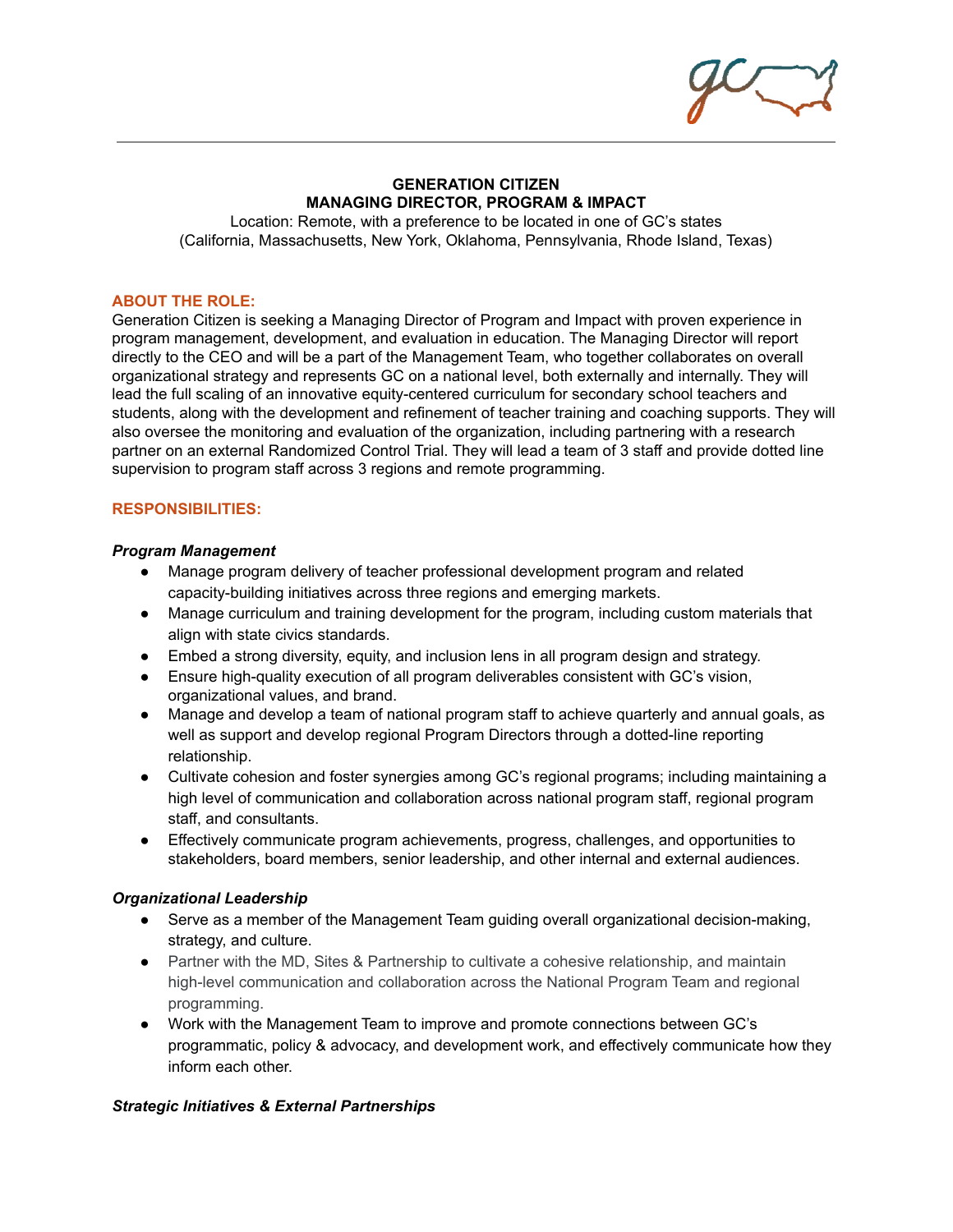**GENERATION CITIZEN**
**MANAGING DIRECTOR, PROGRAM & IMPACT**

Location: Remote, with a preference to be located in one of GC's states (California, Massachusetts, New York, Oklahoma, Pennsylvania, Rhode Island, Texas)

## ABOUT THE ROLE:

Generation Citizen is seeking a Managing Director of Program and Impact with proven experience in program management, development, and evaluation in education. The Managing Director will report directly to the CEO and will be a part of the Management Team, who together collaborates on overall organizational strategy and represents GC on a national level, both externally and internally. They will lead the full scaling of an innovative equity-centered curriculum for secondary school teachers and students, along with the development and refinement of teacher training and coaching supports. They will also oversee the monitoring and evaluation of the organization, including partnering with a research partner on an external Randomized Control Trial. They will lead a team of 3 staff and provide dotted line supervision to program staff across 3 regions and remote programming.

## RESPONSIBILITIES:

### *Program Management*

- Manage program delivery of teacher professional development program and related capacity-building initiatives across three regions and emerging markets.
- Manage curriculum and training development for the program, including custom materials that align with state civics standards.
- Embed a strong diversity, equity, and inclusion lens in all program design and strategy.
- Ensure high-quality execution of all program deliverables consistent with GC's vision, organizational values, and brand.
- Manage and develop a team of national program staff to achieve quarterly and annual goals, as well as support and develop regional Program Directors through a dotted-line reporting relationship.
- Cultivate cohesion and foster synergies among GC's regional programs; including maintaining a high level of communication and collaboration across national program staff, regional program staff, and consultants.
- Effectively communicate program achievements, progress, challenges, and opportunities to stakeholders, board members, senior leadership, and other internal and external audiences.

### *Organizational Leadership*

- Serve as a member of the Management Team guiding overall organizational decision-making, strategy, and culture.
- Partner with the MD, Sites & Partnership to cultivate a cohesive relationship, and maintain high-level communication and collaboration across the National Program Team and regional programming.
- Work with the Management Team to improve and promote connections between GC's programmatic, policy & advocacy, and development work, and effectively communicate how they inform each other.

### *Strategic Initiatives & External Partnerships*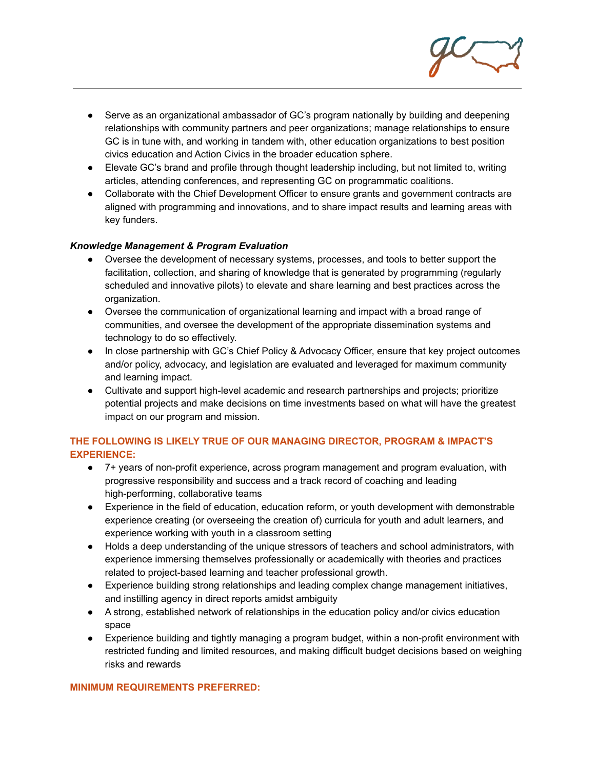- Serve as an organizational ambassador of GC's program nationally by building and deepening relationships with community partners and peer organizations; manage relationships to ensure GC is in tune with, and working in tandem with, other education organizations to best position civics education and Action Civics in the broader education sphere.
- Elevate GC's brand and profile through thought leadership including, but not limited to, writing articles, attending conferences, and representing GC on programmatic coalitions.
- Collaborate with the Chief Development Officer to ensure grants and government contracts are aligned with programming and innovations, and to share impact results and learning areas with key funders.

***Knowledge Management & Program Evaluation***

- Oversee the development of necessary systems, processes, and tools to better support the facilitation, collection, and sharing of knowledge that is generated by programming (regularly scheduled and innovative pilots) to elevate and share learning and best practices across the organization.
- Oversee the communication of organizational learning and impact with a broad range of communities, and oversee the development of the appropriate dissemination systems and technology to do so effectively.
- In close partnership with GC's Chief Policy & Advocacy Officer, ensure that key project outcomes and/or policy, advocacy, and legislation are evaluated and leveraged for maximum community and learning impact.
- Cultivate and support high-level academic and research partnerships and projects; prioritize potential projects and make decisions on time investments based on what will have the greatest impact on our program and mission.

**THE FOLLOWING IS LIKELY TRUE OF OUR MANAGING DIRECTOR, PROGRAM & IMPACT'S EXPERIENCE:**

- 7+ years of non-profit experience, across program management and program evaluation, with progressive responsibility and success and a track record of coaching and leading high-performing, collaborative teams
- Experience in the field of education, education reform, or youth development with demonstrable experience creating (or overseeing the creation of) curricula for youth and adult learners, and experience working with youth in a classroom setting
- Holds a deep understanding of the unique stressors of teachers and school administrators, with experience immersing themselves professionally or academically with theories and practices related to project-based learning and teacher professional growth.
- Experience building strong relationships and leading complex change management initiatives, and instilling agency in direct reports amidst ambiguity
- A strong, established network of relationships in the education policy and/or civics education space
- Experience building and tightly managing a program budget, within a non-profit environment with restricted funding and limited resources, and making difficult budget decisions based on weighing risks and rewards

**MINIMUM REQUIREMENTS PREFERRED:**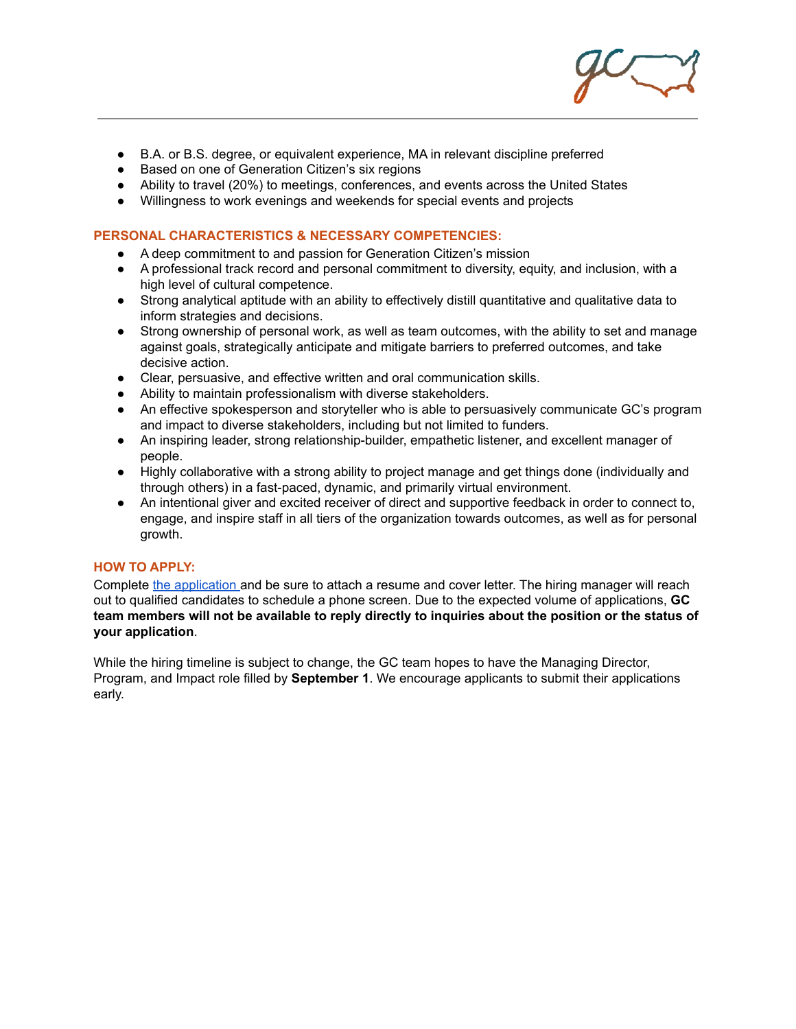- B.A. or B.S. degree, or equivalent experience, MA in relevant discipline preferred
- Based on one of Generation Citizen's six regions
- Ability to travel (20%) to meetings, conferences, and events across the United States
- Willingness to work evenings and weekends for special events and projects

## PERSONAL CHARACTERISTICS & NECESSARY COMPETENCIES:

- A deep commitment to and passion for Generation Citizen's mission
- A professional track record and personal commitment to diversity, equity, and inclusion, with a high level of cultural competence.
- Strong analytical aptitude with an ability to effectively distill quantitative and qualitative data to inform strategies and decisions.
- Strong ownership of personal work, as well as team outcomes, with the ability to set and manage against goals, strategically anticipate and mitigate barriers to preferred outcomes, and take decisive action.
- Clear, persuasive, and effective written and oral communication skills.
- Ability to maintain professionalism with diverse stakeholders.
- An effective spokesperson and storyteller who is able to persuasively communicate GC's program and impact to diverse stakeholders, including but not limited to funders.
- An inspiring leader, strong relationship-builder, empathetic listener, and excellent manager of people.
- Highly collaborative with a strong ability to project manage and get things done (individually and through others) in a fast-paced, dynamic, and primarily virtual environment.
- An intentional giver and excited receiver of direct and supportive feedback in order to connect to, engage, and inspire staff in all tiers of the organization towards outcomes, as well as for personal growth.

## HOW TO APPLY:

Complete the application and be sure to attach a resume and cover letter. The hiring manager will reach out to qualified candidates to schedule a phone screen. Due to the expected volume of applications, **GC team members will not be available to reply directly to inquiries about the position or the status of your application**.

While the hiring timeline is subject to change, the GC team hopes to have the Managing Director, Program, and Impact role filled by **September 1**. We encourage applicants to submit their applications early.